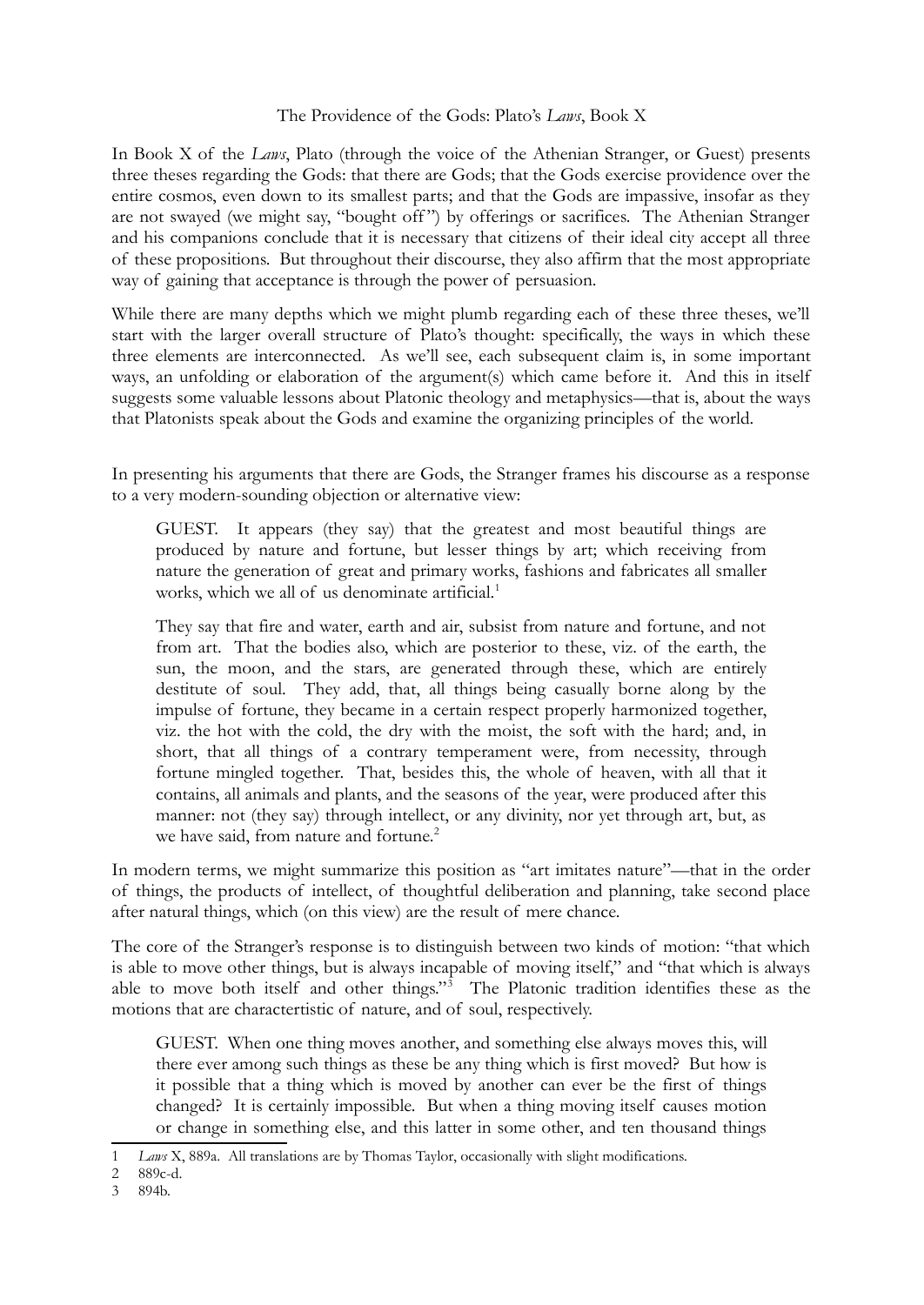# The Providence of the Gods: Plato's *Laws*, Book X

In Book X of the *Laws*, Plato (through the voice of the Athenian Stranger, or Guest) presents three theses regarding the Gods: that there are Gods; that the Gods exercise providence over the entire cosmos, even down to its smallest parts; and that the Gods are impassive, insofar as they are not swayed (we might say, "bought off") by offerings or sacrifices. The Athenian Stranger and his companions conclude that it is necessary that citizens of their ideal city accept all three of these propositions. But throughout their discourse, they also affirm that the most appropriate way of gaining that acceptance is through the power of persuasion.

While there are many depths which we might plumb regarding each of these three theses, we'll start with the larger overall structure of Plato's thought: specifically, the ways in which these three elements are interconnected. As we'll see, each subsequent claim is, in some important ways, an unfolding or elaboration of the argument(s) which came before it. And this in itself suggests some valuable lessons about Platonic theology and metaphysics—that is, about the ways that Platonists speak about the Gods and examine the organizing principles of the world.

In presenting his arguments that there are Gods, the Stranger frames his discourse as a response to a very modern-sounding objection or alternative view:

> GUEST. It appears (they say) that the greatest and most beautiful things are produced by nature and fortune, but lesser things by art; which receiving from nature the generation of great and primary works, fashions and fabricates all smaller works, which we all of us denominate artificial.[1]
>
> They say that fire and water, earth and air, subsist from nature and fortune, and not from art. That the bodies also, which are posterior to these, viz. of the earth, the sun, the moon, and the stars, are generated through these, which are entirely destitute of soul. They add, that, all things being casually borne along by the impulse of fortune, they became in a certain respect properly harmonized together, viz. the hot with the cold, the dry with the moist, the soft with the hard; and, in short, that all things of a contrary temperament were, from necessity, through fortune mingled together. That, besides this, the whole of heaven, with all that it contains, all animals and plants, and the seasons of the year, were produced after this manner: not (they say) through intellect, or any divinity, nor yet through art, but, as we have said, from nature and fortune.[2]

In modern terms, we might summarize this position as "art imitates nature"—that in the order of things, the products of intellect, of thoughtful deliberation and planning, take second place after natural things, which (on this view) are the result of mere chance.

The core of the Stranger's response is to distinguish between two kinds of motion: "that which is able to move other things, but is always incapable of moving itself," and "that which is always able to move both itself and other things."[3] The Platonic tradition identifies these as the motions that are charactertistic of nature, and of soul, respectively.

> GUEST. When one thing moves another, and something else always moves this, will there ever among such things as these be any thing which is first moved? But how is it possible that a thing which is moved by another can ever be the first of things changed? It is certainly impossible. But when a thing moving itself causes motion or change in something else, and this latter in some other, and ten thousand things

---

1 *Laws* X, 889a. All translations are by Thomas Taylor, occasionally with slight modifications.

2 889c-d.

3 894b.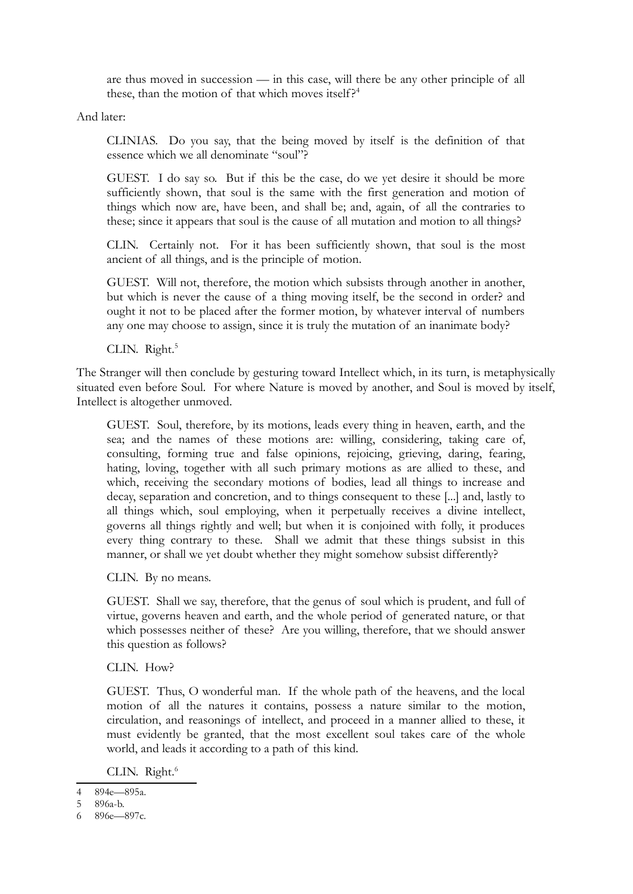> are thus moved in succession — in this case, will there be any other principle of all these, than the motion of that which moves itself?[4]

And later:

> CLINIAS. Do you say, that the being moved by itself is the definition of that essence which we all denominate "soul"?
>
> GUEST. I do say so. But if this be the case, do we yet desire it should be more sufficiently shown, that soul is the same with the first generation and motion of things which now are, have been, and shall be; and, again, of all the contraries to these; since it appears that soul is the cause of all mutation and motion to all things?
>
> CLIN. Certainly not. For it has been sufficiently shown, that soul is the most ancient of all things, and is the principle of motion.
>
> GUEST. Will not, therefore, the motion which subsists through another in another, but which is never the cause of a thing moving itself, be the second in order? and ought it not to be placed after the former motion, by whatever interval of numbers any one may choose to assign, since it is truly the mutation of an inanimate body?
>
> CLIN. Right.[5]

The Stranger will then conclude by gesturing toward Intellect which, in its turn, is metaphysically situated even before Soul. For where Nature is moved by another, and Soul is moved by itself, Intellect is altogether unmoved.

> GUEST. Soul, therefore, by its motions, leads every thing in heaven, earth, and the sea; and the names of these motions are: willing, considering, taking care of, consulting, forming true and false opinions, rejoicing, grieving, daring, fearing, hating, loving, together with all such primary motions as are allied to these, and which, receiving the secondary motions of bodies, lead all things to increase and decay, separation and concretion, and to things consequent to these [...] and, lastly to all things which, soul employing, when it perpetually receives a divine intellect, governs all things rightly and well; but when it is conjoined with folly, it produces every thing contrary to these. Shall we admit that these things subsist in this manner, or shall we yet doubt whether they might somehow subsist differently?
>
> CLIN. By no means.
>
> GUEST. Shall we say, therefore, that the genus of soul which is prudent, and full of virtue, governs heaven and earth, and the whole period of generated nature, or that which possesses neither of these? Are you willing, therefore, that we should answer this question as follows?
>
> CLIN. How?
>
> GUEST. Thus, O wonderful man. If the whole path of the heavens, and the local motion of all the natures it contains, possess a nature similar to the motion, circulation, and reasonings of intellect, and proceed in a manner allied to these, it must evidently be granted, that the most excellent soul takes care of the whole world, and leads it according to a path of this kind.
>
> CLIN. Right.[6]

---

4 894e—895a.

5 896a-b.

6 896e—897c.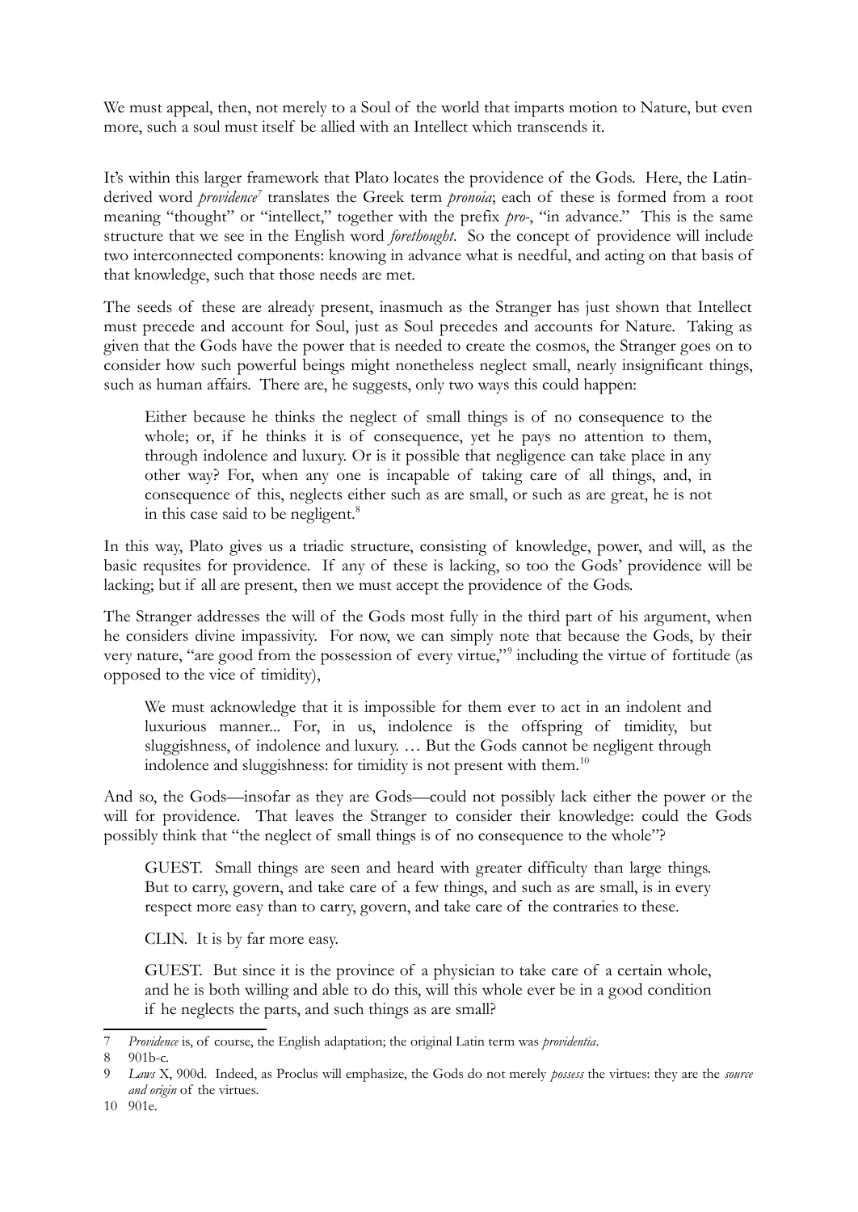We must appeal, then, not merely to a Soul of the world that imparts motion to Nature, but even more, such a soul must itself be allied with an Intellect which transcends it.

It's within this larger framework that Plato locates the providence of the Gods. Here, the Latin-derived word *providence*[7] translates the Greek term *pronoia*; each of these is formed from a root meaning "thought" or "intellect," together with the prefix *pro-*, "in advance." This is the same structure that we see in the English word *forethought*. So the concept of providence will include two interconnected components: knowing in advance what is needful, and acting on that basis of that knowledge, such that those needs are met.

The seeds of these are already present, inasmuch as the Stranger has just shown that Intellect must precede and account for Soul, just as Soul precedes and accounts for Nature. Taking as given that the Gods have the power that is needed to create the cosmos, the Stranger goes on to consider how such powerful beings might nonetheless neglect small, nearly insignificant things, such as human affairs. There are, he suggests, only two ways this could happen:

> Either because he thinks the neglect of small things is of no consequence to the whole; or, if he thinks it is of consequence, yet he pays no attention to them, through indolence and luxury. Or is it possible that negligence can take place in any other way? For, when any one is incapable of taking care of all things, and, in consequence of this, neglects either such as are small, or such as are great, he is not in this case said to be negligent.[8]

In this way, Plato gives us a triadic structure, consisting of knowledge, power, and will, as the basic requsites for providence. If any of these is lacking, so too the Gods' providence will be lacking; but if all are present, then we must accept the providence of the Gods.

The Stranger addresses the will of the Gods most fully in the third part of his argument, when he considers divine impassivity. For now, we can simply note that because the Gods, by their very nature, "are good from the possession of every virtue,"[9] including the virtue of fortitude (as opposed to the vice of timidity),

> We must acknowledge that it is impossible for them ever to act in an indolent and luxurious manner... For, in us, indolence is the offspring of timidity, but sluggishness, of indolence and luxury. … But the Gods cannot be negligent through indolence and sluggishness: for timidity is not present with them.[10]

And so, the Gods—insofar as they are Gods—could not possibly lack either the power or the will for providence. That leaves the Stranger to consider their knowledge: could the Gods possibly think that "the neglect of small things is of no consequence to the whole"?

> GUEST. Small things are seen and heard with greater difficulty than large things. But to carry, govern, and take care of a few things, and such as are small, is in every respect more easy than to carry, govern, and take care of the contraries to these.
>
> CLIN. It is by far more easy.
>
> GUEST. But since it is the province of a physician to take care of a certain whole, and he is both willing and able to do this, will this whole ever be in a good condition if he neglects the parts, and such things as are small?

---

7 *Providence* is, of course, the English adaptation; the original Latin term was *providentia*.

8 901b-c.

9 *Laws* X, 900d. Indeed, as Proclus will emphasize, the Gods do not merely *possess* the virtues: they are the *source and origin* of the virtues.

10 901e.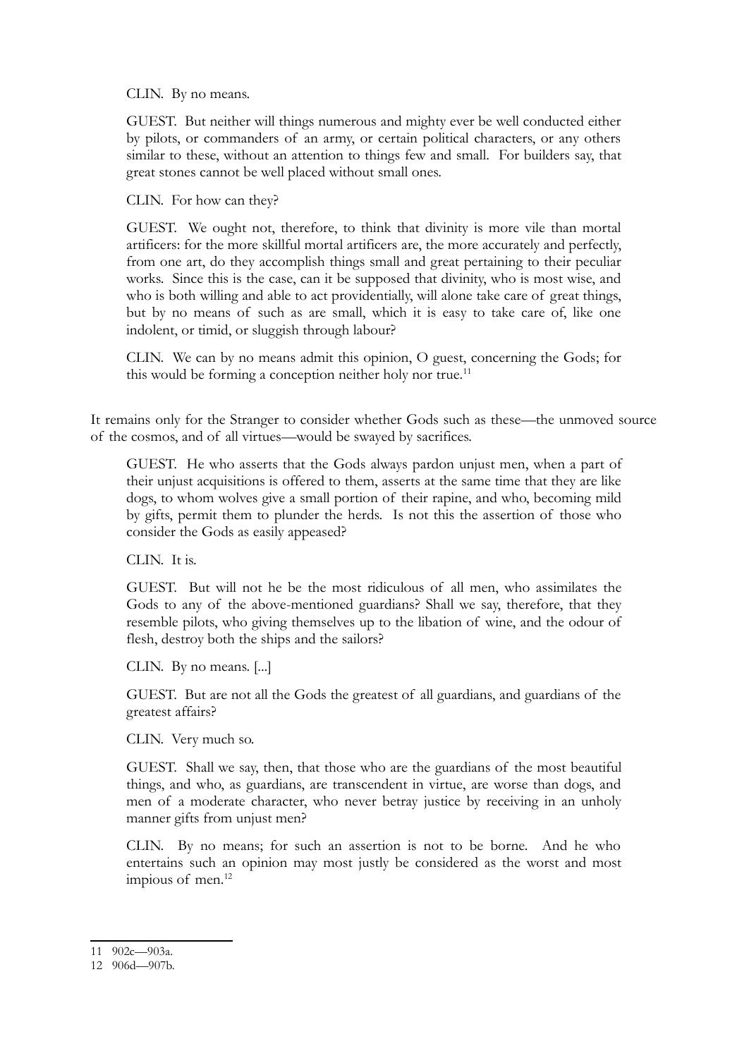> CLIN. By no means.
>
> GUEST. But neither will things numerous and mighty ever be well conducted either by pilots, or commanders of an army, or certain political characters, or any others similar to these, without an attention to things few and small. For builders say, that great stones cannot be well placed without small ones.
>
> CLIN. For how can they?
>
> GUEST. We ought not, therefore, to think that divinity is more vile than mortal artificers: for the more skillful mortal artificers are, the more accurately and perfectly, from one art, do they accomplish things small and great pertaining to their peculiar works. Since this is the case, can it be supposed that divinity, who is most wise, and who is both willing and able to act providentially, will alone take care of great things, but by no means of such as are small, which it is easy to take care of, like one indolent, or timid, or sluggish through labour?
>
> CLIN. We can by no means admit this opinion, O guest, concerning the Gods; for this would be forming a conception neither holy nor true.[11]

It remains only for the Stranger to consider whether Gods such as these—the unmoved source of the cosmos, and of all virtues—would be swayed by sacrifices.

> GUEST. He who asserts that the Gods always pardon unjust men, when a part of their unjust acquisitions is offered to them, asserts at the same time that they are like dogs, to whom wolves give a small portion of their rapine, and who, becoming mild by gifts, permit them to plunder the herds. Is not this the assertion of those who consider the Gods as easily appeased?
>
> CLIN. It is.
>
> GUEST. But will not he be the most ridiculous of all men, who assimilates the Gods to any of the above-mentioned guardians? Shall we say, therefore, that they resemble pilots, who giving themselves up to the libation of wine, and the odour of flesh, destroy both the ships and the sailors?
>
> CLIN. By no means. [...]
>
> GUEST. But are not all the Gods the greatest of all guardians, and guardians of the greatest affairs?
>
> CLIN. Very much so.
>
> GUEST. Shall we say, then, that those who are the guardians of the most beautiful things, and who, as guardians, are transcendent in virtue, are worse than dogs, and men of a moderate character, who never betray justice by receiving in an unholy manner gifts from unjust men?
>
> CLIN. By no means; for such an assertion is not to be borne. And he who entertains such an opinion may most justly be considered as the worst and most impious of men.[12]

---

11 902c—903a.

12 906d—907b.